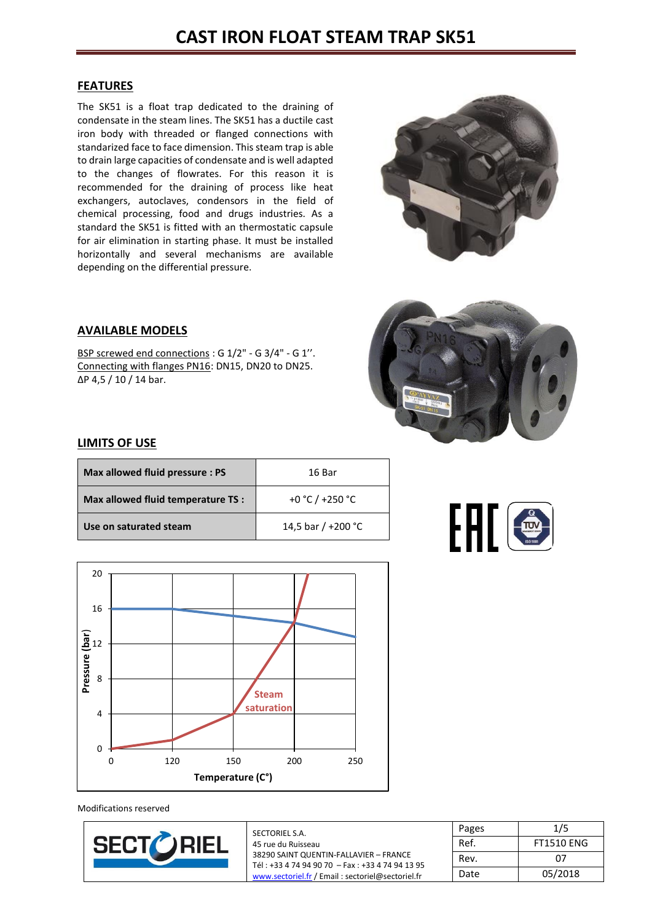# CAST IRON FLOAT STEAM TRAP SK51

## FEATURES

The SK51 is a float trap dedicated to the draining of condensate in the steam lines. The SK51 has a ductile cast iron body with threaded or flanged connections with standarized face to face dimension. This steam trap is able to drain large capacities of condensate and is well adapted to the changes of flowrates. For this reason it is recommended for the draining of process like heat exchangers, autoclaves, condensors in the field of chemical processing, food and drugs industries. As a standard the SK51 is fitted with an thermostatic capsule for air elimination in starting phase. It must be installed horizontally and several mechanisms are available depending on the differential pressure.

## AVAILABLE MODELS

BSP screwed end connections : G 1/2" - G 3/4" - G 1''.
Connecting with flanges PN16: DN15, DN20 to DN25.
ΔP 4,5 / 10 / 14 bar.

## LIMITS OF USE

| | |
|---|---|
| **Max allowed fluid pressure : PS** | 16 Bar |
| **Max allowed fluid temperature TS :** | +0 °C / +250 °C |
| **Use on saturated steam** | 14,5 bar / +200 °C |

Modifications reserved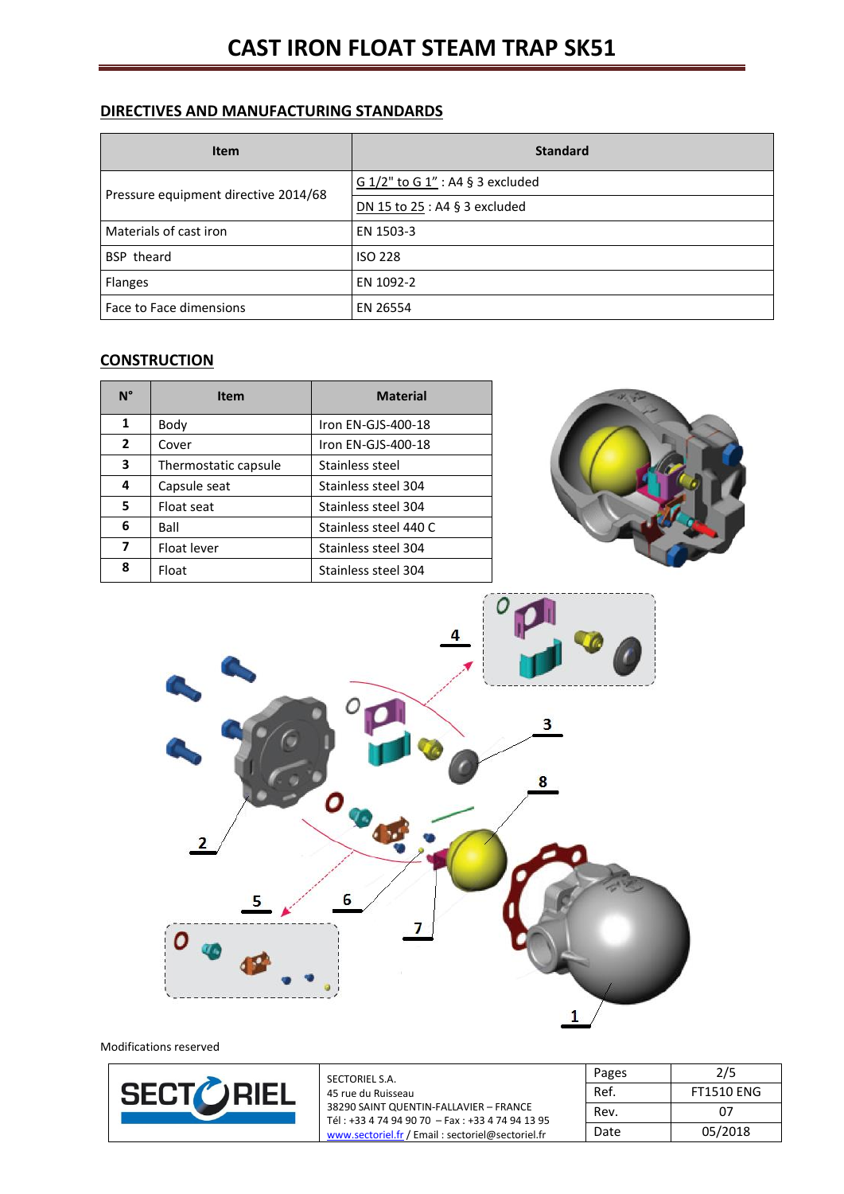# CAST IRON FLOAT STEAM TRAP SK51

## DIRECTIVES AND MANUFACTURING STANDARDS

| Item | Standard |
|---|---|
| Pressure equipment directive 2014/68 | G 1/2" to G 1" : A4 § 3 excluded |
| | DN 15 to 25 : A4 § 3 excluded |
| Materials of cast iron | EN 1503-3 |
| BSP theard | ISO 228 |
| Flanges | EN 1092-2 |
| Face to Face dimensions | EN 26554 |

## CONSTRUCTION

| N° | Item | Material |
|---|---|---|
| 1 | Body | Iron EN-GJS-400-18 |
| 2 | Cover | Iron EN-GJS-400-18 |
| 3 | Thermostatic capsule | Stainless steel |
| 4 | Capsule seat | Stainless steel 304 |
| 5 | Float seat | Stainless steel 304 |
| 6 | Ball | Stainless steel 440 C |
| 7 | Float lever | Stainless steel 304 |
| 8 | Float | Stainless steel 304 |

Modifications reserved

SECTORIEL S.A.
45 rue du Ruisseau
38290 SAINT QUENTIN-FALLAVIER – FRANCE
Tél : +33 4 74 94 90 70 – Fax : +33 4 74 94 13 95
www.sectoriel.fr / Email : sectoriel@sectoriel.fr

| Pages | 2/5 |
|---|---|
| Ref. | FT1510 ENG |
| Rev. | 07 |
| Date | 05/2018 |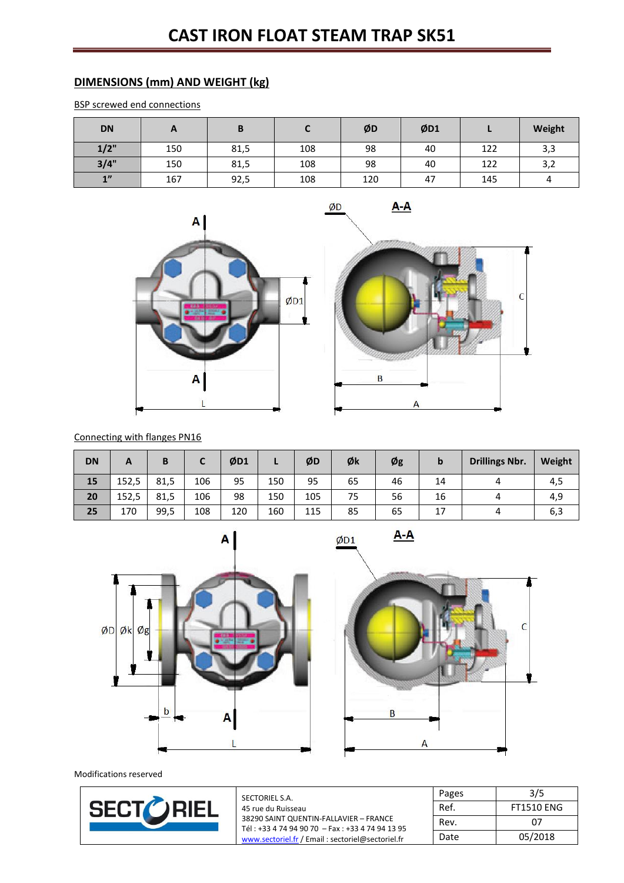# CAST IRON FLOAT STEAM TRAP SK51

## DIMENSIONS (mm) AND WEIGHT (kg)

BSP screwed end connections

| DN | A | B | C | ØD | ØD1 | L | Weight |
|---|---|---|---|---|---|---|---|
| 1/2" | 150 | 81,5 | 108 | 98 | 40 | 122 | 3,3 |
| 3/4" | 150 | 81,5 | 108 | 98 | 40 | 122 | 3,2 |
| 1” | 167 | 92,5 | 108 | 120 | 47 | 145 | 4 |

Connecting with flanges PN16

| DN | A | B | C | ØD1 | L | ØD | Øk | Øg | b | Drillings Nbr. | Weight |
|---|---|---|---|---|---|---|---|---|---|---|---|
| 15 | 152,5 | 81,5 | 106 | 95 | 150 | 95 | 65 | 46 | 14 | 4 | 4,5 |
| 20 | 152,5 | 81,5 | 106 | 98 | 150 | 105 | 75 | 56 | 16 | 4 | 4,9 |
| 25 | 170 | 99,5 | 108 | 120 | 160 | 115 | 85 | 65 | 17 | 4 | 6,3 |

Modifications reserved

SECTORIEL S.A.
45 rue du Ruisseau
38290 SAINT QUENTIN-FALLAVIER – FRANCE
Tél : +33 4 74 94 90 70 – Fax : +33 4 74 94 13 95
www.sectoriel.fr / Email : sectoriel@sectoriel.fr

| Pages | 3/5 |
|---|---|
| Ref. | FT1510 ENG |
| Rev. | 07 |
| Date | 05/2018 |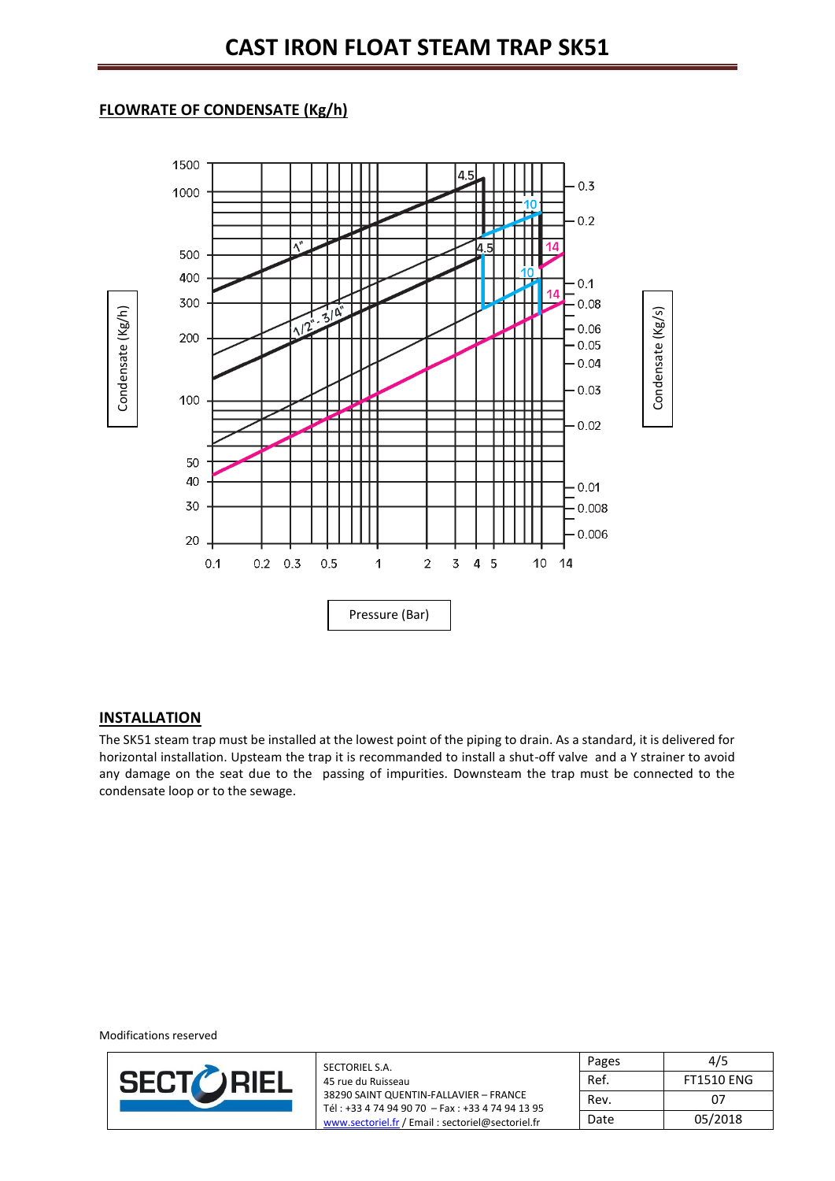# CAST IRON FLOAT STEAM TRAP SK51

## FLOWRATE OF CONDENSATE (Kg/h)

Condensate (Kg/h)

1500
1000
500
400
300
200
100
50
40
30
20

0.1 0.2 0.3 0.5 1 2 3 4 5 10 14

Pressure (Bar)

Condensate (Kg/s)

0.3
0.2
0.1
0.08
0.06
0.05
0.04
0.03
0.02
0.01
0.008
0.006

1"

1/2" - 3/4"

4.5 10 14

## INSTALLATION

The SK51 steam trap must be installed at the lowest point of the piping to drain. As a standard, it is delivered for horizontal installation. Upsteam the trap it is recommanded to install a shut-off valve and a Y strainer to avoid any damage on the seat due to the passing of impurities. Downsteam the trap must be connected to the condensate loop or to the sewage.

Modifications reserved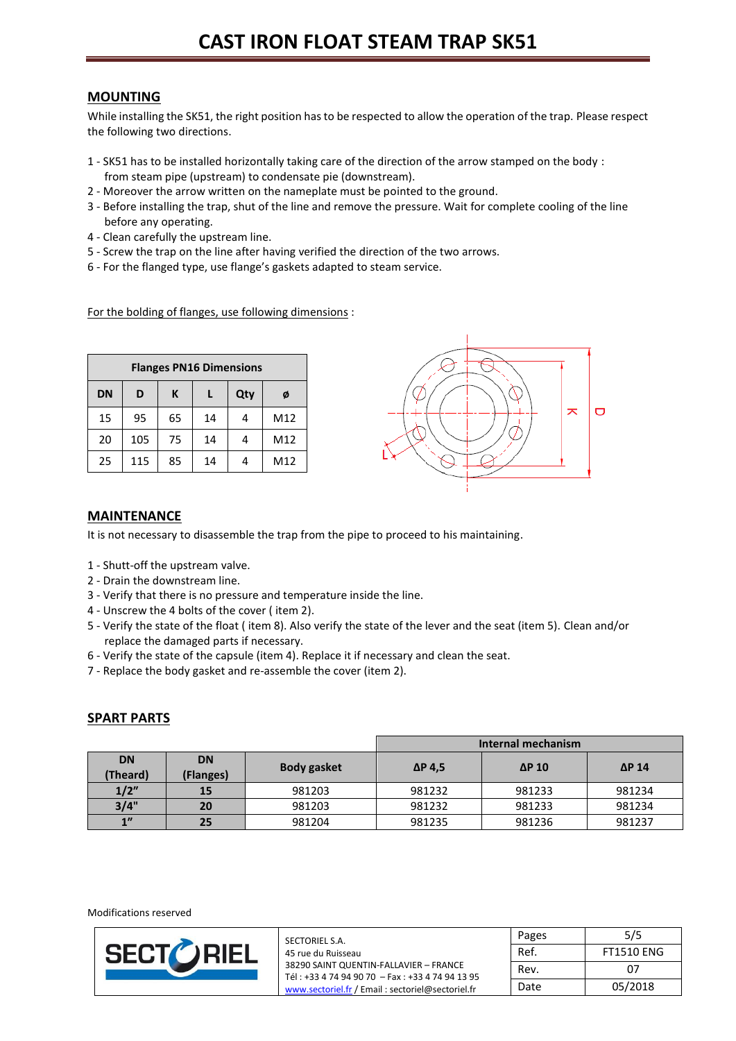# CAST IRON FLOAT STEAM TRAP SK51

## MOUNTING

While installing the SK51, the right position has to be respected to allow the operation of the trap. Please respect the following two directions.

1 - SK51 has to be installed horizontally taking care of the direction of the arrow stamped on the body : from steam pipe (upstream) to condensate pie (downstream).
2 - Moreover the arrow written on the nameplate must be pointed to the ground.
3 - Before installing the trap, shut of the line and remove the pressure. Wait for complete cooling of the line before any operating.
4 - Clean carefully the upstream line.
5 - Screw the trap on the line after having verified the direction of the two arrows.
6 - For the flanged type, use flange's gaskets adapted to steam service.

For the bolding of flanges, use following dimensions :

| Flanges PN16 Dimensions | | | | | |
|---|---|---|---|---|---|
| DN | D | K | L | Qty | ø |
| 15 | 95 | 65 | 14 | 4 | M12 |
| 20 | 105 | 75 | 14 | 4 | M12 |
| 25 | 115 | 85 | 14 | 4 | M12 |

K

D

L

## MAINTENANCE

It is not necessary to disassemble the trap from the pipe to proceed to his maintaining.

1 - Shutt-off the upstream valve.
2 - Drain the downstream line.
3 - Verify that there is no pressure and temperature inside the line.
4 - Unscrew the 4 bolts of the cover ( item 2).
5 - Verify the state of the float ( item 8). Also verify the state of the lever and the seat (item 5). Clean and/or replace the damaged parts if necessary.
6 - Verify the state of the capsule (item 4). Replace it if necessary and clean the seat.
7 - Replace the body gasket and re-assemble the cover (item 2).

## SPART PARTS

| | | | Internal mechanism | | |
|---|---|---|---|---|---|
| DN (Theard) | DN (Flanges) | Body gasket | ΔP 4,5 | ΔP 10 | ΔP 14 |
| **1/2"** | **15** | 981203 | 981232 | 981233 | 981234 |
| **3/4"** | **20** | 981203 | 981232 | 981233 | 981234 |
| **1"** | **25** | 981204 | 981235 | 981236 | 981237 |

Modifications reserved

SECTORIEL

SECTORIEL S.A.
45 rue du Ruisseau
38290 SAINT QUENTIN-FALLAVIER – FRANCE
Tél : +33 4 74 94 90 70 – Fax : +33 4 74 94 13 95
www.sectoriel.fr / Email : sectoriel@sectoriel.fr

| | |
|---|---|
| Pages | 5/5 |
| Ref. | FT1510 ENG |
| Rev. | 07 |
| Date | 05/2018 |